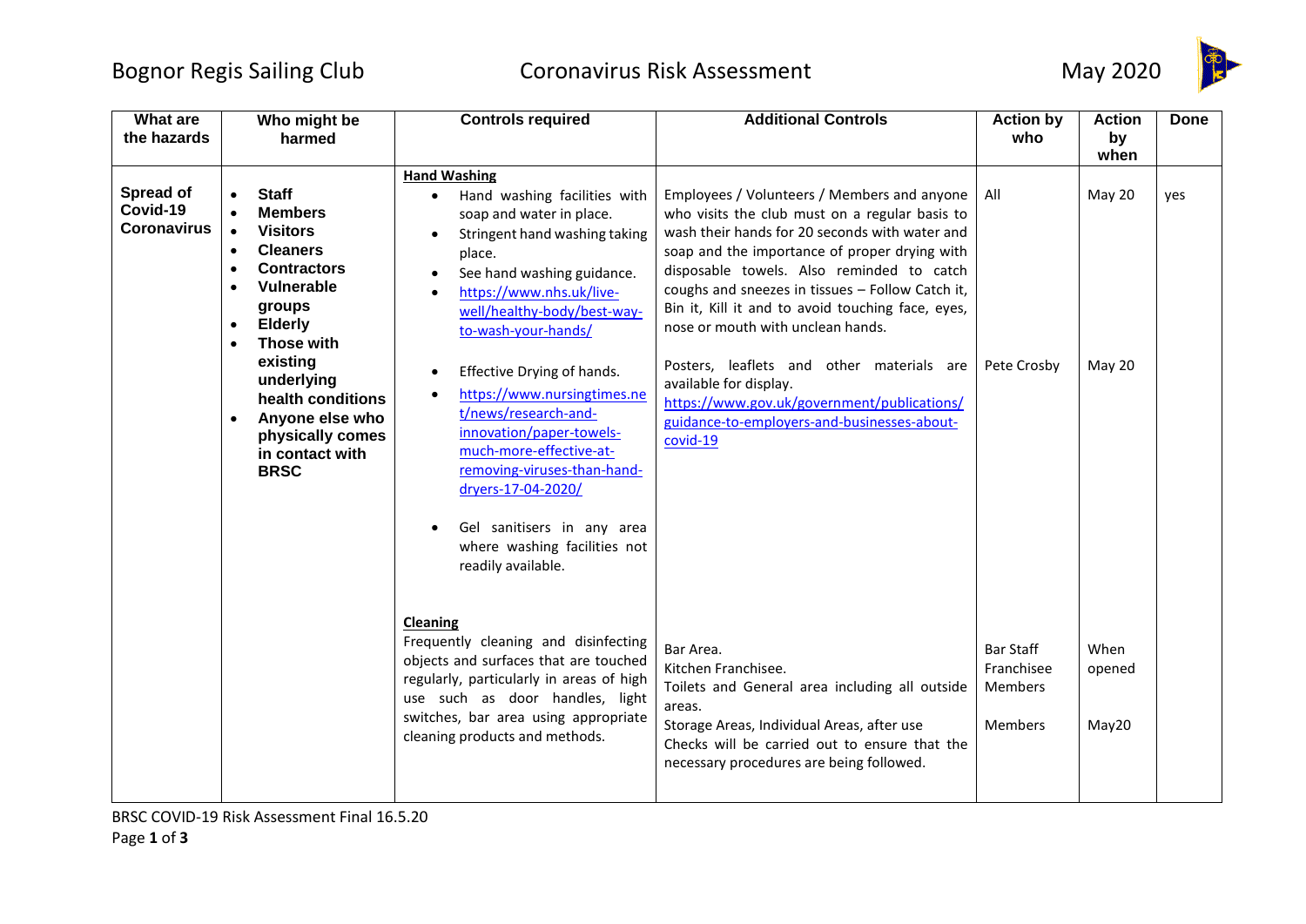# Bognor Regis Sailing Club — Coronavirus Risk Assessment — May 2020

| What are the hazards | Who might be harmed | Controls required | Additional Controls | Action by who | Action by when | Done |
|---|---|---|---|---|---|---|
| **Spread of Covid-19 Coronavirus** | • **Staff**<br>• **Members**<br>• **Visitors**<br>• **Cleaners**<br>• **Contractors**<br>• **Vulnerable groups**<br>• **Elderly**<br>• **Those with existing underlying health conditions**<br>• **Anyone else who physically comes in contact with BRSC** | **Hand Washing**<br>• Hand washing facilities with soap and water in place.<br>• Stringent hand washing taking place.<br>• See hand washing guidance.<br>• https://www.nhs.uk/live-well/healthy-body/best-way-to-wash-your-hands/ | Employees / Volunteers / Members and anyone who visits the club must on a regular basis to wash their hands for 20 seconds with water and soap and the importance of proper drying with disposable towels. Also reminded to catch coughs and sneezes in tissues – Follow Catch it, Bin it, Kill it and to avoid touching face, eyes, nose or mouth with unclean hands. | All | May 20 | yes |
| | | • Effective Drying of hands.<br>• https://www.nursingtimes.net/news/research-and-innovation/paper-towels-much-more-effective-at-removing-viruses-than-hand-dryers-17-04-2020/<br>• Gel sanitisers in any area where washing facilities not readily available. | Posters, leaflets and other materials are available for display.<br>https://www.gov.uk/government/publications/guidance-to-employers-and-businesses-about-covid-19 | Pete Crosby | May 20 | |
| | | **Cleaning**<br>Frequently cleaning and disinfecting objects and surfaces that are touched regularly, particularly in areas of high use such as door handles, light switches, bar area using appropriate cleaning products and methods. | Bar Area.<br>Kitchen Franchisee.<br>Toilets and General area including all outside areas. | Bar Staff<br>Franchisee<br>Members | When opened | |
| | | | Storage Areas, Individual Areas, after use<br>Checks will be carried out to ensure that the necessary procedures are being followed. | Members | May20 | |

BRSC COVID-19 Risk Assessment Final 16.5.20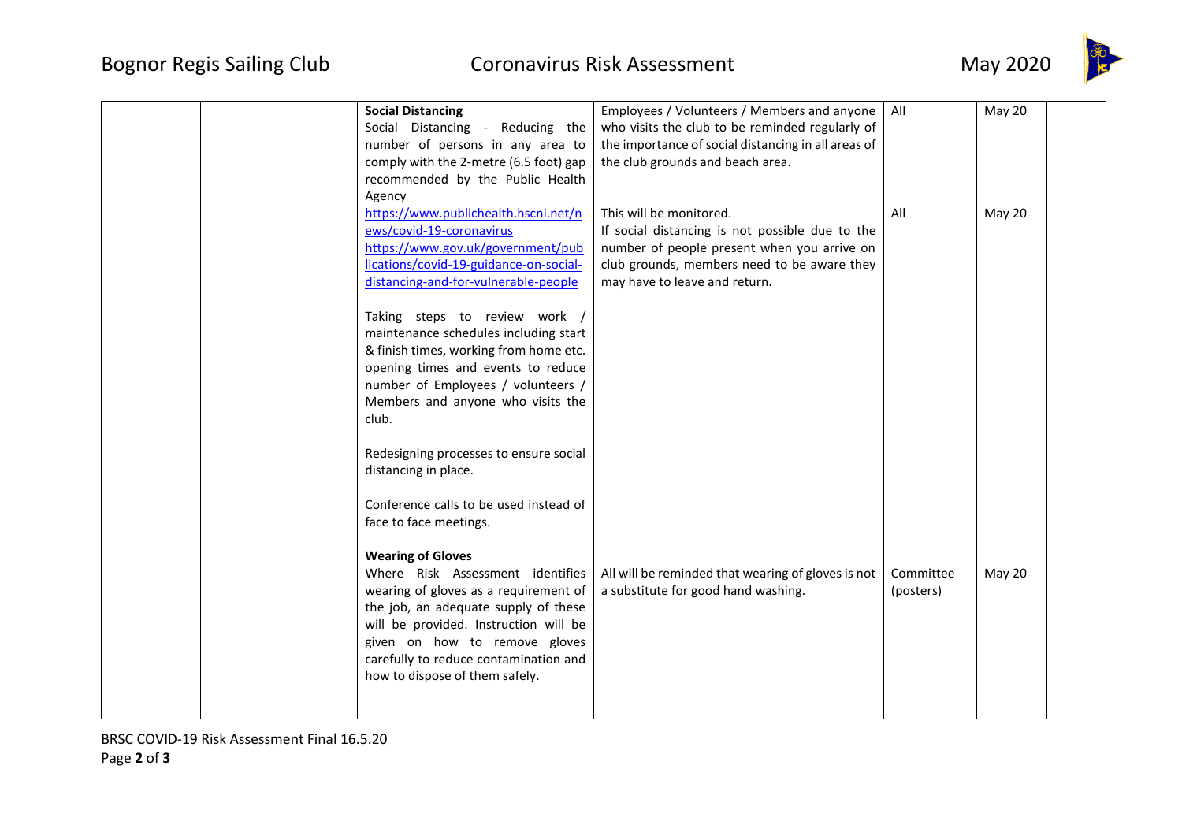| | | | | | | |
|---|---|---|---|---|---|---|
| | | **Social Distancing**<br>Social Distancing - Reducing the number of persons in any area to comply with the 2-metre (6.5 foot) gap recommended by the Public Health Agency | Employees / Volunteers / Members and anyone who visits the club to be reminded regularly of the importance of social distancing in all areas of the club grounds and beach area. | All | May 20 | |
| | | https://www.publichealth.hscni.net/news/covid-19-coronavirus<br>https://www.gov.uk/government/publications/covid-19-guidance-on-social-distancing-and-for-vulnerable-people<br><br>Taking steps to review work / maintenance schedules including start & finish times, working from home etc. opening times and events to reduce number of Employees / volunteers / Members and anyone who visits the club.<br><br>Redesigning processes to ensure social distancing in place.<br><br>Conference calls to be used instead of face to face meetings. | This will be monitored.<br>If social distancing is not possible due to the number of people present when you arrive on club grounds, members need to be aware they may have to leave and return. | All | May 20 | |
| | | **Wearing of Gloves**<br>Where Risk Assessment identifies wearing of gloves as a requirement of the job, an adequate supply of these will be provided. Instruction will be given on how to remove gloves carefully to reduce contamination and how to dispose of them safely. | All will be reminded that wearing of gloves is not a substitute for good hand washing. | Committee (posters) | May 20 | |

BRSC COVID-19 Risk Assessment Final 16.5.20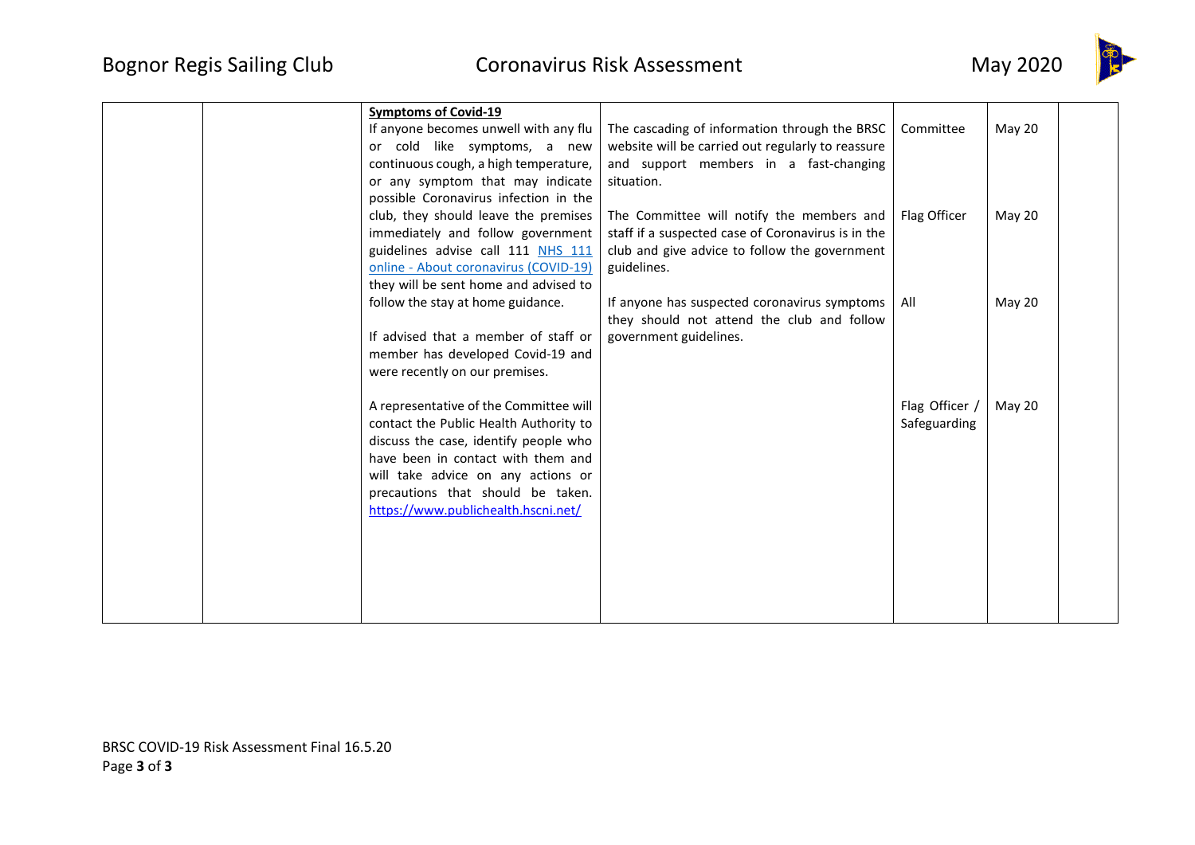| | | | | | | |
|---|---|---|---|---|---|---|
| | | **Symptoms of Covid-19**<br>If anyone becomes unwell with any flu or cold like symptoms, a new continuous cough, a high temperature, or any symptom that may indicate possible Coronavirus infection in the club, they should leave the premises immediately and follow government guidelines advise call 111 [NHS 111 online - About coronavirus (COVID-19)](NHS 111 online - About coronavirus (COVID-19)) they will be sent home and advised to follow the stay at home guidance. | The cascading of information through the BRSC website will be carried out regularly to reassure and support members in a fast-changing situation. | Committee | May 20 | |
| | | | The Committee will notify the members and staff if a suspected case of Coronavirus is in the club and give advice to follow the government guidelines. | Flag Officer | May 20 | |
| | | If advised that a member of staff or member has developed Covid-19 and were recently on our premises. | If anyone has suspected coronavirus symptoms they should not attend the club and follow government guidelines. | All | May 20 | |
| | | A representative of the Committee will contact the Public Health Authority to discuss the case, identify people who have been in contact with them and will take advice on any actions or precautions that should be taken. [https://www.publichealth.hscni.net/](https://www.publichealth.hscni.net/) | | Flag Officer / Safeguarding | May 20 | |